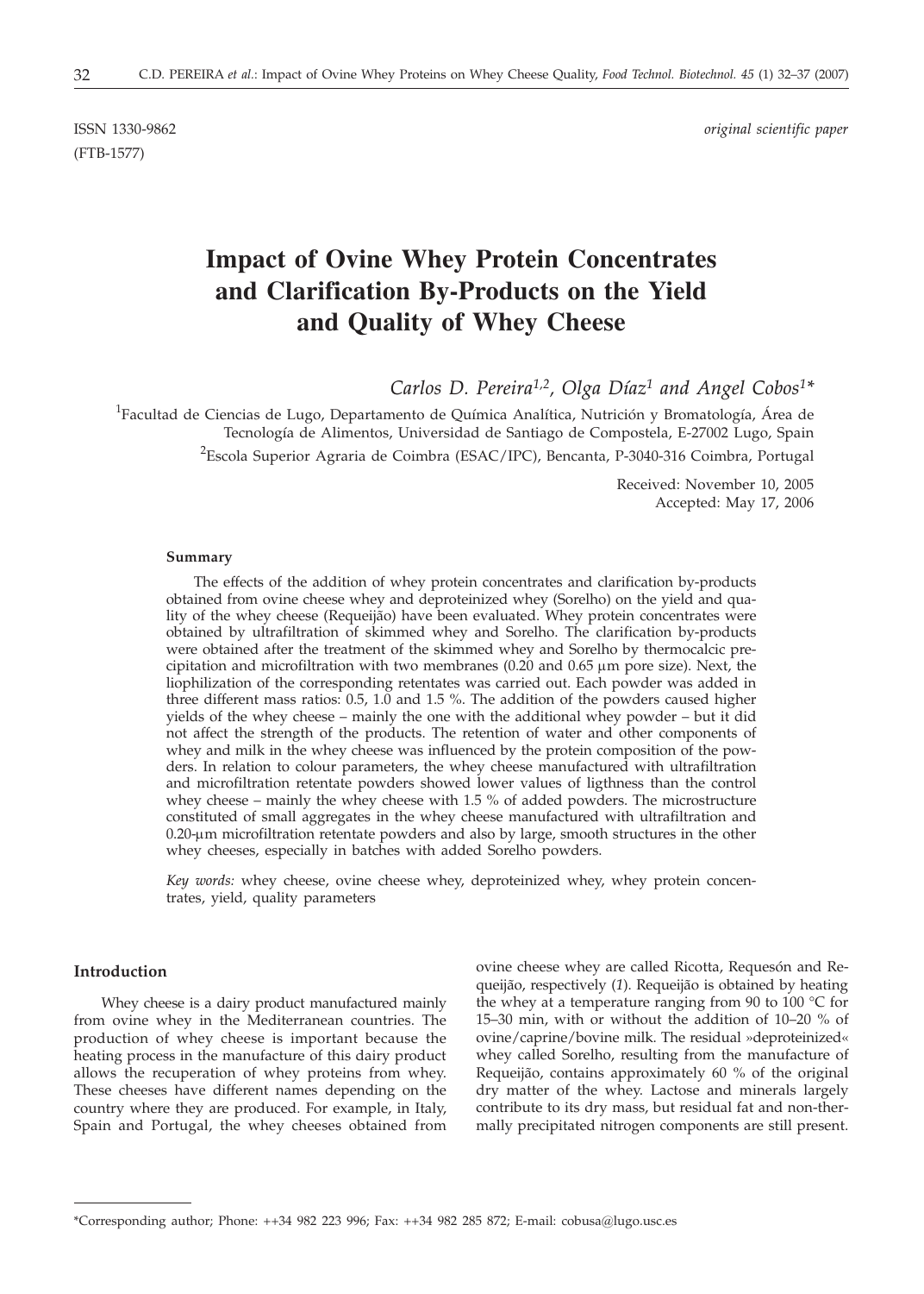ISSN 1330-9862 *original scientific paper*
(FTB-1577)

# Impact of Ovine Whey Protein Concentrates and Clarification By-Products on the Yield and Quality of Whey Cheese

*Carlos D. Pereira*[1,2], *Olga Díaz*[1] *and Angel Cobos*[1]*

[1]Facultad de Ciencias de Lugo, Departamento de Química Analítica, Nutrición y Bromatología, Área de Tecnología de Alimentos, Universidad de Santiago de Compostela, E-27002 Lugo, Spain

[2]Escola Superior Agraria de Coimbra (ESAC/IPC), Bencanta, P-3040-316 Coimbra, Portugal

Received: November 10, 2005
Accepted: May 17, 2006

**Summary**

The effects of the addition of whey protein concentrates and clarification by-products obtained from ovine cheese whey and deproteinized whey (Sorelho) on the yield and quality of the whey cheese (Requeijão) have been evaluated. Whey protein concentrates were obtained by ultrafiltration of skimmed whey and Sorelho. The clarification by-products were obtained after the treatment of the skimmed whey and Sorelho by thermocalcic precipitation and microfiltration with two membranes (0.20 and 0.65 μm pore size). Next, the liophilization of the corresponding retentates was carried out. Each powder was added in three different mass ratios: 0.5, 1.0 and 1.5 %. The addition of the powders caused higher yields of the whey cheese – mainly the one with the additional whey powder – but it did not affect the strength of the products. The retention of water and other components of whey and milk in the whey cheese was influenced by the protein composition of the powders. In relation to colour parameters, the whey cheese manufactured with ultrafiltration and microfiltration retentate powders showed lower values of ligthness than the control whey cheese – mainly the whey cheese with 1.5 % of added powders. The microstructure constituted of small aggregates in the whey cheese manufactured with ultrafiltration and 0.20-μm microfiltration retentate powders and also by large, smooth structures in the other whey cheeses, especially in batches with added Sorelho powders.

*Key words:* whey cheese, ovine cheese whey, deproteinized whey, whey protein concentrates, yield, quality parameters

## Introduction

Whey cheese is a dairy product manufactured mainly from ovine whey in the Mediterranean countries. The production of whey cheese is important because the heating process in the manufacture of this dairy product allows the recuperation of whey proteins from whey. These cheeses have different names depending on the country where they are produced. For example, in Italy, Spain and Portugal, the whey cheeses obtained from ovine cheese whey are called Ricotta, Requesón and Requeijão, respectively (*1*). Requeijão is obtained by heating the whey at a temperature ranging from 90 to 100 °C for 15–30 min, with or without the addition of 10–20 % of ovine/caprine/bovine milk. The residual »deproteinized« whey called Sorelho, resulting from the manufacture of Requeijão, contains approximately 60 % of the original dry matter of the whey. Lactose and minerals largely contribute to its dry mass, but residual fat and non-thermally precipitated nitrogen components are still present.

*Corresponding author; Phone: ++34 982 223 996; Fax: ++34 982 285 872; E-mail: cobusa@lugo.usc.es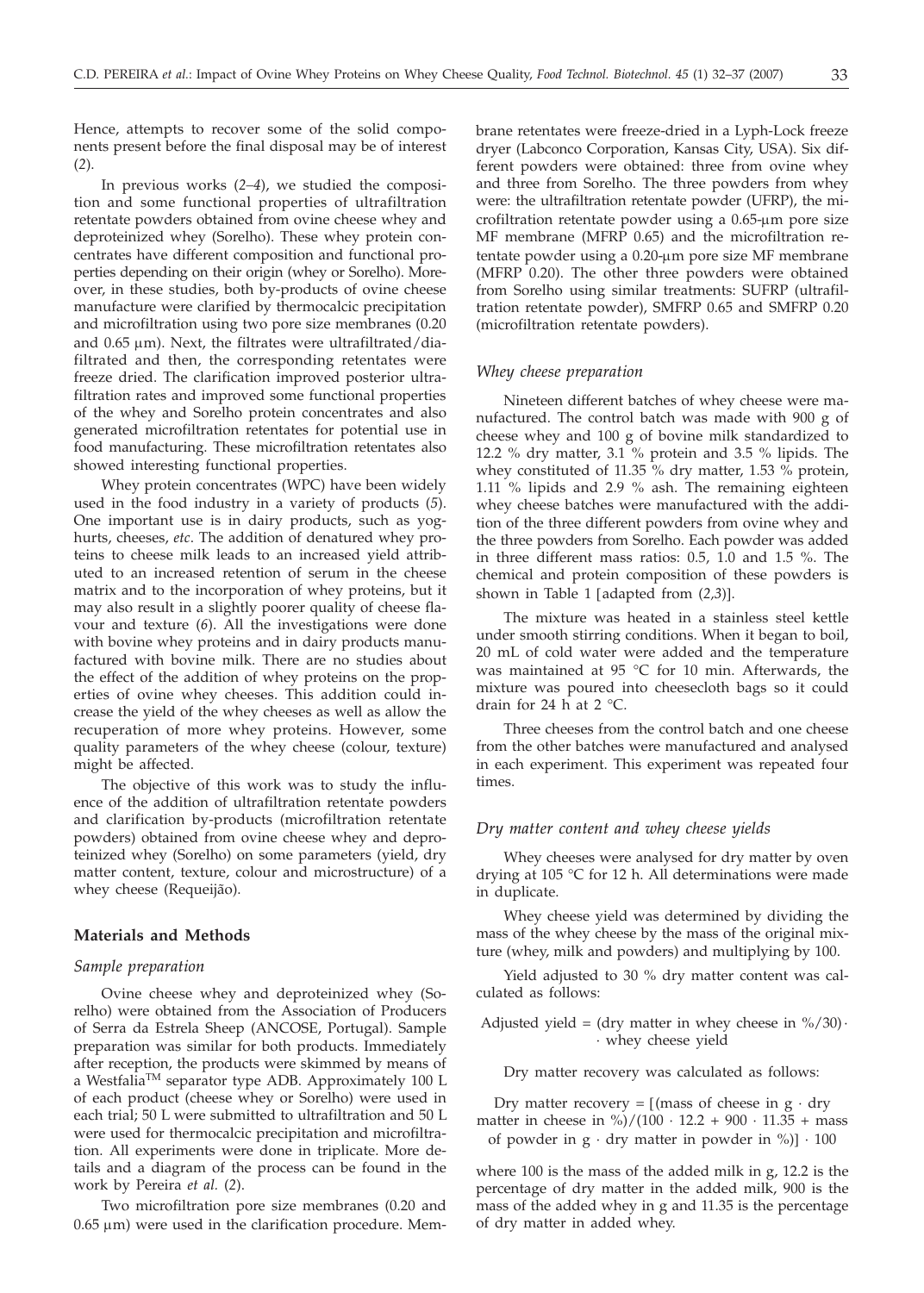Hence, attempts to recover some of the solid components present before the final disposal may be of interest (*2*).

In previous works (*2–4*), we studied the composition and some functional properties of ultrafiltration retentate powders obtained from ovine cheese whey and deproteinized whey (Sorelho). These whey protein concentrates have different composition and functional properties depending on their origin (whey or Sorelho). Moreover, in these studies, both by-products of ovine cheese manufacture were clarified by thermocalcic precipitation and microfiltration using two pore size membranes (0.20 and 0.65 μm). Next, the filtrates were ultrafiltrated/diafiltrated and then, the corresponding retentates were freeze dried. The clarification improved posterior ultrafiltration rates and improved some functional properties of the whey and Sorelho protein concentrates and also generated microfiltration retentates for potential use in food manufacturing. These microfiltration retentates also showed interesting functional properties.

Whey protein concentrates (WPC) have been widely used in the food industry in a variety of products (*5*). One important use is in dairy products, such as yoghurts, cheeses, *etc*. The addition of denatured whey proteins to cheese milk leads to an increased yield attributed to an increased retention of serum in the cheese matrix and to the incorporation of whey proteins, but it may also result in a slightly poorer quality of cheese flavour and texture (*6*). All the investigations were done with bovine whey proteins and in dairy products manufactured with bovine milk. There are no studies about the effect of the addition of whey proteins on the properties of ovine whey cheeses. This addition could increase the yield of the whey cheeses as well as allow the recuperation of more whey proteins. However, some quality parameters of the whey cheese (colour, texture) might be affected.

The objective of this work was to study the influence of the addition of ultrafiltration retentate powders and clarification by-products (microfiltration retentate powders) obtained from ovine cheese whey and deproteinized whey (Sorelho) on some parameters (yield, dry matter content, texture, colour and microstructure) of a whey cheese (Requeijão).

## Materials and Methods

### *Sample preparation*

Ovine cheese whey and deproteinized whey (Sorelho) were obtained from the Association of Producers of Serra da Estrela Sheep (ANCOSE, Portugal). Sample preparation was similar for both products. Immediately after reception, the products were skimmed by means of a Westfalia™ separator type ADB. Approximately 100 L of each product (cheese whey or Sorelho) were used in each trial; 50 L were submitted to ultrafiltration and 50 L were used for thermocalcic precipitation and microfiltration. All experiments were done in triplicate. More details and a diagram of the process can be found in the work by Pereira *et al.* (*2*).

Two microfiltration pore size membranes (0.20 and 0.65 μm) were used in the clarification procedure. Membrane retentates were freeze-dried in a Lyph-Lock freeze dryer (Labconco Corporation, Kansas City, USA). Six different powders were obtained: three from ovine whey and three from Sorelho. The three powders from whey were: the ultrafiltration retentate powder (UFRP), the microfiltration retentate powder using a 0.65-μm pore size MF membrane (MFRP 0.65) and the microfiltration retentate powder using a 0.20-μm pore size MF membrane (MFRP 0.20). The other three powders were obtained from Sorelho using similar treatments: SUFRP (ultrafiltration retentate powder), SMFRP 0.65 and SMFRP 0.20 (microfiltration retentate powders).

### *Whey cheese preparation*

Nineteen different batches of whey cheese were manufactured. The control batch was made with 900 g of cheese whey and 100 g of bovine milk standardized to 12.2 % dry matter, 3.1 % protein and 3.5 % lipids. The whey constituted of 11.35 % dry matter, 1.53 % protein, 1.11 % lipids and 2.9 % ash. The remaining eighteen whey cheese batches were manufactured with the addition of the three different powders from ovine whey and the three powders from Sorelho. Each powder was added in three different mass ratios: 0.5, 1.0 and 1.5 %. The chemical and protein composition of these powders is shown in Table 1 [adapted from (*2,3*)].

The mixture was heated in a stainless steel kettle under smooth stirring conditions. When it began to boil, 20 mL of cold water were added and the temperature was maintained at 95 °C for 10 min. Afterwards, the mixture was poured into cheesecloth bags so it could drain for 24 h at 2 °C.

Three cheeses from the control batch and one cheese from the other batches were manufactured and analysed in each experiment. This experiment was repeated four times.

### *Dry matter content and whey cheese yields*

Whey cheeses were analysed for dry matter by oven drying at 105 °C for 12 h. All determinations were made in duplicate.

Whey cheese yield was determined by dividing the mass of the whey cheese by the mass of the original mixture (whey, milk and powders) and multiplying by 100.

Yield adjusted to 30 % dry matter content was calculated as follows:

$$\text{Adjusted yield} = (\text{dry matter in whey cheese in } \%/30) \cdot \text{whey cheese yield}$$

Dry matter recovery was calculated as follows:

$$\text{Dry matter recovery} = [(\text{mass of cheese in g} \cdot \text{dry matter in cheese in } \%)/(100 \cdot 12.2 + 900 \cdot 11.35 + \text{mass of powder in g} \cdot \text{dry matter in powder in } \%)] \cdot 100$$

where 100 is the mass of the added milk in g, 12.2 is the percentage of dry matter in the added milk, 900 is the mass of the added whey in g and 11.35 is the percentage of dry matter in added whey.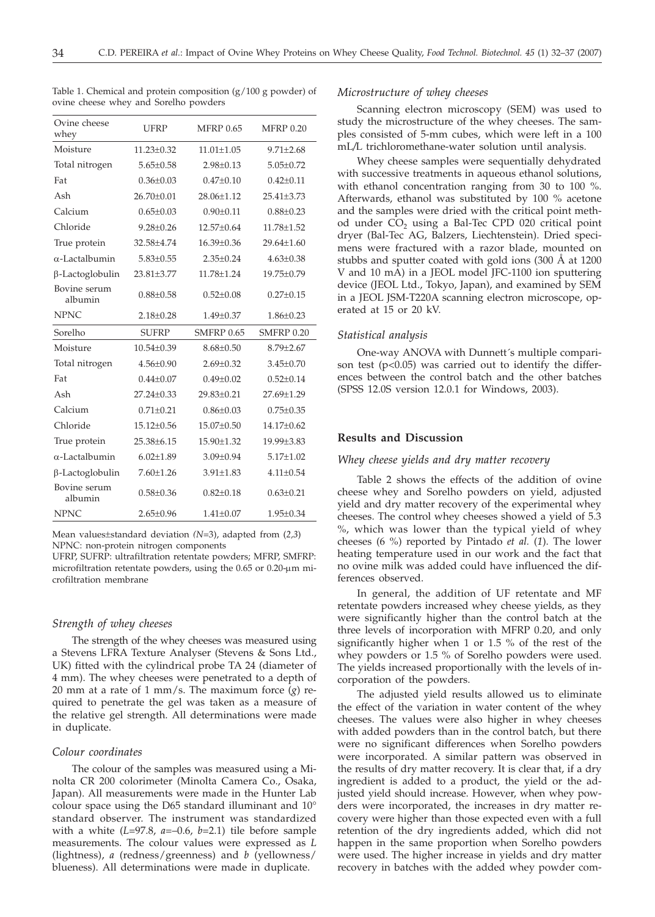Table 1. Chemical and protein composition (g/100 g powder) of ovine cheese whey and Sorelho powders

| Ovine cheese whey | UFRP | MFRP 0.65 | MFRP 0.20 |
|---|---|---|---|
| Moisture | 11.23±0.32 | 11.01±1.05 | 9.71±2.68 |
| Total nitrogen | 5.65±0.58 | 2.98±0.13 | 5.05±0.72 |
| Fat | 0.36±0.03 | 0.47±0.10 | 0.42±0.11 |
| Ash | 26.70±0.01 | 28.06±1.12 | 25.41±3.73 |
| Calcium | 0.65±0.03 | 0.90±0.11 | 0.88±0.23 |
| Chloride | 9.28±0.26 | 12.57±0.64 | 11.78±1.52 |
| True protein | 32.58±4.74 | 16.39±0.36 | 29.64±1.60 |
| α-Lactalbumin | 5.83±0.55 | 2.35±0.24 | 4.63±0.38 |
| β-Lactoglobulin | 23.81±3.77 | 11.78±1.24 | 19.75±0.79 |
| Bovine serum albumin | 0.88±0.58 | 0.52±0.08 | 0.27±0.15 |
| NPNC | 2.18±0.28 | 1.49±0.37 | 1.86±0.23 |
| **Sorelho** | **SUFRP** | **SMFRP 0.65** | **SMFRP 0.20** |
| Moisture | 10.54±0.39 | 8.68±0.50 | 8.79±2.67 |
| Total nitrogen | 4.56±0.90 | 2.69±0.32 | 3.45±0.70 |
| Fat | 0.44±0.07 | 0.49±0.02 | 0.52±0.14 |
| Ash | 27.24±0.33 | 29.83±0.21 | 27.69±1.29 |
| Calcium | 0.71±0.21 | 0.86±0.03 | 0.75±0.35 |
| Chloride | 15.12±0.56 | 15.07±0.50 | 14.17±0.62 |
| True protein | 25.38±6.15 | 15.90±1.32 | 19.99±3.83 |
| α-Lactalbumin | 6.02±1.89 | 3.09±0.94 | 5.17±1.02 |
| β-Lactoglobulin | 7.60±1.26 | 3.91±1.83 | 4.11±0.54 |
| Bovine serum albumin | 0.58±0.36 | 0.82±0.18 | 0.63±0.21 |
| NPNC | 2.65±0.96 | 1.41±0.07 | 1.95±0.34 |

Mean values±standard deviation (*N*=3), adapted from (*2,3*)
NPNC: non-protein nitrogen components
UFRP, SUFRP: ultrafiltration retentate powders; MFRP, SMFRP: microfiltration retentate powders, using the 0.65 or 0.20-μm microfiltration membrane

### *Strength of whey cheeses*

The strength of the whey cheeses was measured using a Stevens LFRA Texture Analyser (Stevens & Sons Ltd., UK) fitted with the cylindrical probe TA 24 (diameter of 4 mm). The whey cheeses were penetrated to a depth of 20 mm at a rate of 1 mm/s. The maximum force (*g*) required to penetrate the gel was taken as a measure of the relative gel strength. All determinations were made in duplicate.

### *Colour coordinates*

The colour of the samples was measured using a Minolta CR 200 colorimeter (Minolta Camera Co., Osaka, Japan). All measurements were made in the Hunter Lab colour space using the D65 standard illuminant and 10° standard observer. The instrument was standardized with a white (*L*=97.8, *a*=–0.6, *b*=2.1) tile before sample measurements. The colour values were expressed as *L* (lightness), *a* (redness/greenness) and *b* (yellowness/blueness). All determinations were made in duplicate.

### *Microstructure of whey cheeses*

Scanning electron microscopy (SEM) was used to study the microstructure of the whey cheeses. The samples consisted of 5-mm cubes, which were left in a 100 mL/L trichloromethane-water solution until analysis.

Whey cheese samples were sequentially dehydrated with successive treatments in aqueous ethanol solutions, with ethanol concentration ranging from 30 to 100 %. Afterwards, ethanol was substituted by 100 % acetone and the samples were dried with the critical point method under $CO_2$ using a Bal-Tec CPD 020 critical point dryer (Bal-Tec AG, Balzers, Liechtenstein). Dried specimens were fractured with a razor blade, mounted on stubbs and sputter coated with gold ions (300 Å at 1200 V and 10 mA) in a JEOL model JFC-1100 ion sputtering device (JEOL Ltd., Tokyo, Japan), and examined by SEM in a JEOL JSM-T220A scanning electron microscope, operated at 15 or 20 kV.

### *Statistical analysis*

One-way ANOVA with Dunnett´s multiple comparison test ($p<0.05$) was carried out to identify the differences between the control batch and the other batches (SPSS 12.0S version 12.0.1 for Windows, 2003).

## Results and Discussion

### *Whey cheese yields and dry matter recovery*

Table 2 shows the effects of the addition of ovine cheese whey and Sorelho powders on yield, adjusted yield and dry matter recovery of the experimental whey cheeses. The control whey cheeses showed a yield of 5.3 %, which was lower than the typical yield of whey cheeses (6 %) reported by Pintado *et al.* (*1*). The lower heating temperature used in our work and the fact that no ovine milk was added could have influenced the differences observed.

In general, the addition of UF retentate and MF retentate powders increased whey cheese yields, as they were significantly higher than the control batch at the three levels of incorporation with MFRP 0.20, and only significantly higher when 1 or 1.5 % of the rest of the whey powders or 1.5 % of Sorelho powders were used. The yields increased proportionally with the levels of incorporation of the powders.

The adjusted yield results allowed us to eliminate the effect of the variation in water content of the whey cheeses. The values were also higher in whey cheeses with added powders than in the control batch, but there were no significant differences when Sorelho powders were incorporated. A similar pattern was observed in the results of dry matter recovery. It is clear that, if a dry ingredient is added to a product, the yield or the adjusted yield should increase. However, when whey powders were incorporated, the increases in dry matter recovery were higher than those expected even with a full retention of the dry ingredients added, which did not happen in the same proportion when Sorelho powders were used. The higher increase in yields and dry matter recovery in batches with the added whey powder com-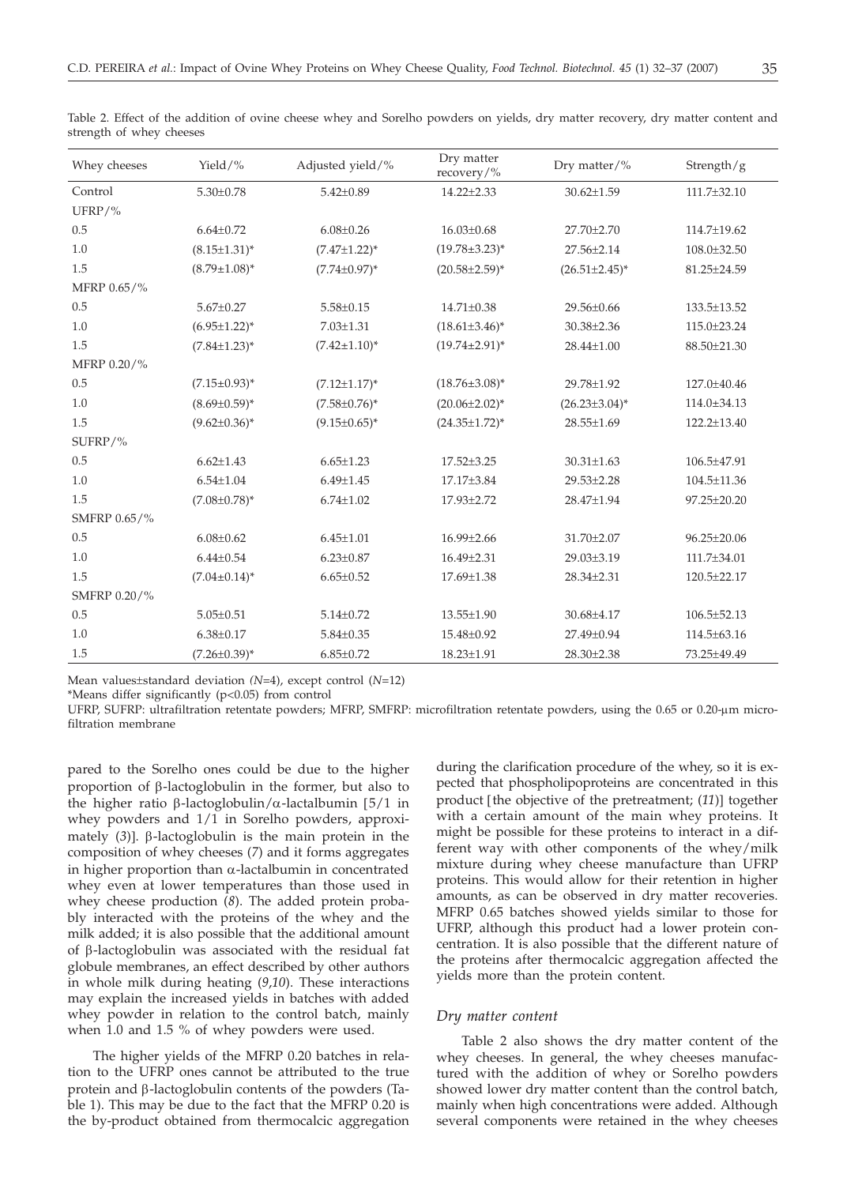Table 2. Effect of the addition of ovine cheese whey and Sorelho powders on yields, dry matter recovery, dry matter content and strength of whey cheeses

| Whey cheeses | Yield/% | Adjusted yield/% | Dry matter recovery/% | Dry matter/% | Strength/g |
|---|---|---|---|---|---|
| Control | 5.30±0.78 | 5.42±0.89 | 14.22±2.33 | 30.62±1.59 | 111.7±32.10 |
| UFRP/% | | | | | |
| 0.5 | 6.64±0.72 | 6.08±0.26 | 16.03±0.68 | 27.70±2.70 | 114.7±19.62 |
| 1.0 | (8.15±1.31)* | (7.47±1.22)* | (19.78±3.23)* | 27.56±2.14 | 108.0±32.50 |
| 1.5 | (8.79±1.08)* | (7.74±0.97)* | (20.58±2.59)* | (26.51±2.45)* | 81.25±24.59 |
| MFRP 0.65/% | | | | | |
| 0.5 | 5.67±0.27 | 5.58±0.15 | 14.71±0.38 | 29.56±0.66 | 133.5±13.52 |
| 1.0 | (6.95±1.22)* | 7.03±1.31 | (18.61±3.46)* | 30.38±2.36 | 115.0±23.24 |
| 1.5 | (7.84±1.23)* | (7.42±1.10)* | (19.74±2.91)* | 28.44±1.00 | 88.50±21.30 |
| MFRP 0.20/% | | | | | |
| 0.5 | (7.15±0.93)* | (7.12±1.17)* | (18.76±3.08)* | 29.78±1.92 | 127.0±40.46 |
| 1.0 | (8.69±0.59)* | (7.58±0.76)* | (20.06±2.02)* | (26.23±3.04)* | 114.0±34.13 |
| 1.5 | (9.62±0.36)* | (9.15±0.65)* | (24.35±1.72)* | 28.55±1.69 | 122.2±13.40 |
| SUFRP/% | | | | | |
| 0.5 | 6.62±1.43 | 6.65±1.23 | 17.52±3.25 | 30.31±1.63 | 106.5±47.91 |
| 1.0 | 6.54±1.04 | 6.49±1.45 | 17.17±3.84 | 29.53±2.28 | 104.5±11.36 |
| 1.5 | (7.08±0.78)* | 6.74±1.02 | 17.93±2.72 | 28.47±1.94 | 97.25±20.20 |
| SMFRP 0.65/% | | | | | |
| 0.5 | 6.08±0.62 | 6.45±1.01 | 16.99±2.66 | 31.70±2.07 | 96.25±20.06 |
| 1.0 | 6.44±0.54 | 6.23±0.87 | 16.49±2.31 | 29.03±3.19 | 111.7±34.01 |
| 1.5 | (7.04±0.14)* | 6.65±0.52 | 17.69±1.38 | 28.34±2.31 | 120.5±22.17 |
| SMFRP 0.20/% | | | | | |
| 0.5 | 5.05±0.51 | 5.14±0.72 | 13.55±1.90 | 30.68±4.17 | 106.5±52.13 |
| 1.0 | 6.38±0.17 | 5.84±0.35 | 15.48±0.92 | 27.49±0.94 | 114.5±63.16 |
| 1.5 | (7.26±0.39)* | 6.85±0.72 | 18.23±1.91 | 28.30±2.38 | 73.25±49.49 |

Mean values±standard deviation (*N*=4), except control (*N*=12)

*Means differ significantly ($p<0.05$) from control

UFRP, SUFRP: ultrafiltration retentate powders; MFRP, SMFRP: microfiltration retentate powders, using the 0.65 or 0.20-μm microfiltration membrane

pared to the Sorelho ones could be due to the higher proportion of β-lactoglobulin in the former, but also to the higher ratio β-lactoglobulin/α-lactalbumin [5/1 in whey powders and 1/1 in Sorelho powders, approximately (*3*)]. β-lactoglobulin is the main protein in the composition of whey cheeses (*7*) and it forms aggregates in higher proportion than α-lactalbumin in concentrated whey even at lower temperatures than those used in whey cheese production (*8*). The added protein probably interacted with the proteins of the whey and the milk added; it is also possible that the additional amount of β-lactoglobulin was associated with the residual fat globule membranes, an effect described by other authors in whole milk during heating (*9,10*). These interactions may explain the increased yields in batches with added whey powder in relation to the control batch, mainly when 1.0 and 1.5 % of whey powders were used.

The higher yields of the MFRP 0.20 batches in relation to the UFRP ones cannot be attributed to the true protein and β-lactoglobulin contents of the powders (Table 1). This may be due to the fact that the MFRP 0.20 is the by-product obtained from thermocalcic aggregation during the clarification procedure of the whey, so it is expected that phospholipoproteins are concentrated in this product [the objective of the pretreatment; (*11*)] together with a certain amount of the main whey proteins. It might be possible for these proteins to interact in a different way with other components of the whey/milk mixture during whey cheese manufacture than UFRP proteins. This would allow for their retention in higher amounts, as can be observed in dry matter recoveries. MFRP 0.65 batches showed yields similar to those for UFRP, although this product had a lower protein concentration. It is also possible that the different nature of the proteins after thermocalcic aggregation affected the yields more than the protein content.

### *Dry matter content*

Table 2 also shows the dry matter content of the whey cheeses. In general, the whey cheeses manufactured with the addition of whey or Sorelho powders showed lower dry matter content than the control batch, mainly when high concentrations were added. Although several components were retained in the whey cheeses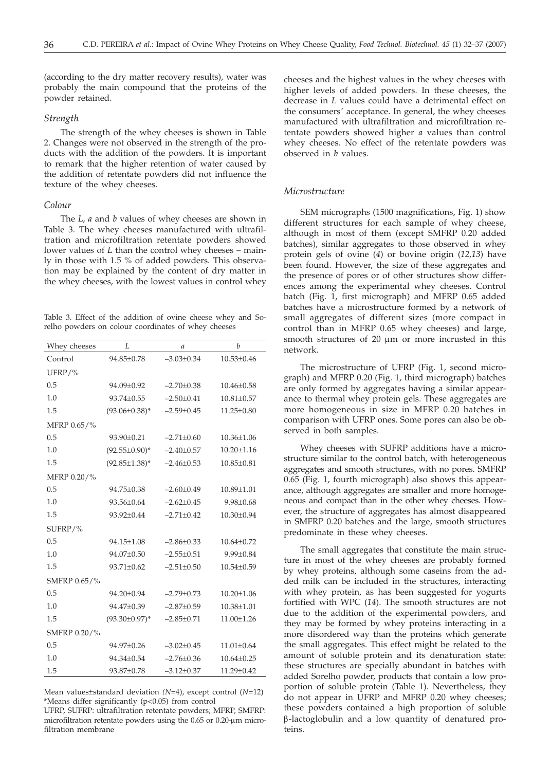(according to the dry matter recovery results), water was probably the main compound that the proteins of the powder retained.

### *Strength*

The strength of the whey cheeses is shown in Table 2. Changes were not observed in the strength of the products with the addition of the powders. It is important to remark that the higher retention of water caused by the addition of retentate powders did not influence the texture of the whey cheeses.

### *Colour*

The *L*, *a* and *b* values of whey cheeses are shown in Table 3. The whey cheeses manufactured with ultrafiltration and microfiltration retentate powders showed lower values of *L* than the control whey cheeses – mainly in those with 1.5 % of added powders. This observation may be explained by the content of dry matter in the whey cheeses, with the lowest values in control whey cheeses and the highest values in the whey cheeses with higher levels of added powders. In these cheeses, the decrease in *L* values could have a detrimental effect on the consumers´ acceptance. In general, the whey cheeses manufactured with ultrafiltration and microfiltration retentate powders showed higher *a* values than control whey cheeses. No effect of the retentate powders was observed in *b* values.

Table 3. Effect of the addition of ovine cheese whey and Sorelho powders on colour coordinates of whey cheeses

| Whey cheeses | *L* | *a* | *b* |
|---|---|---|---|
| Control | 94.85±0.78 | –3.03±0.34 | 10.53±0.46 |
| UFRP/% | | | |
| 0.5 | 94.09±0.92 | –2.70±0.38 | 10.46±0.58 |
| 1.0 | 93.74±0.55 | –2.50±0.41 | 10.81±0.57 |
| 1.5 | (93.06±0.38)* | –2.59±0.45 | 11.25±0.80 |
| MFRP 0.65/% | | | |
| 0.5 | 93.90±0.21 | –2.71±0.60 | 10.36±1.06 |
| 1.0 | (92.55±0.90)* | –2.40±0.57 | 10.20±1.16 |
| 1.5 | (92.85±1.38)* | –2.46±0.53 | 10.85±0.81 |
| MFRP 0.20/% | | | |
| 0.5 | 94.75±0.38 | –2.60±0.49 | 10.89±1.01 |
| 1.0 | 93.56±0.64 | –2.62±0.45 | 9.98±0.68 |
| 1.5 | 93.92±0.44 | –2.71±0.42 | 10.30±0.94 |
| SUFRP/% | | | |
| 0.5 | 94.15±1.08 | –2.86±0.33 | 10.64±0.72 |
| 1.0 | 94.07±0.50 | –2.55±0.51 | 9.99±0.84 |
| 1.5 | 93.71±0.62 | –2.51±0.50 | 10.54±0.59 |
| SMFRP 0.65/% | | | |
| 0.5 | 94.20±0.94 | –2.79±0.73 | 10.20±1.06 |
| 1.0 | 94.47±0.39 | –2.87±0.59 | 10.38±1.01 |
| 1.5 | (93.30±0.97)* | –2.85±0.71 | 11.00±1.26 |
| SMFRP 0.20/% | | | |
| 0.5 | 94.97±0.26 | –3.02±0.45 | 11.01±0.64 |
| 1.0 | 94.34±0.54 | –2.76±0.36 | 10.64±0.25 |
| 1.5 | 93.87±0.78 | –3.12±0.37 | 11.29±0.42 |

Mean values±standard deviation ($N$=4), except control ($N$=12)
*Means differ significantly ($p<0.05$) from control
UFRP, SUFRP: ultrafiltration retentate powders; MFRP, SMFRP: microfiltration retentate powders using the 0.65 or 0.20-μm microfiltration membrane

### *Microstructure*

SEM micrographs (1500 magnifications, Fig. 1) show different structures for each sample of whey cheese, although in most of them (except SMFRP 0.20 added batches), similar aggregates to those observed in whey protein gels of ovine (*4*) or bovine origin (*12,13*) have been found. However, the size of these aggregates and the presence of pores or of other structures show differences among the experimental whey cheeses. Control batch (Fig. 1, first micrograph) and MFRP 0.65 added batches have a microstructure formed by a network of small aggregates of different sizes (more compact in control than in MFRP 0.65 whey cheeses) and large, smooth structures of 20 μm or more incrusted in this network.

The microstructure of UFRP (Fig. 1, second micrograph) and MFRP 0.20 (Fig. 1, third micrograph) batches are only formed by aggregates having a similar appearance to thermal whey protein gels. These aggregates are more homogeneous in size in MFRP 0.20 batches in comparison with UFRP ones. Some pores can also be observed in both samples.

Whey cheeses with SUFRP additions have a microstructure similar to the control batch, with heterogeneous aggregates and smooth structures, with no pores. SMFRP 0.65 (Fig. 1, fourth micrograph) also shows this appearance, although aggregates are smaller and more homogeneous and compact than in the other whey cheeses. However, the structure of aggregates has almost disappeared in SMFRP 0.20 batches and the large, smooth structures predominate in these whey cheeses.

The small aggregates that constitute the main structure in most of the whey cheeses are probably formed by whey proteins, although some caseins from the added milk can be included in the structures, interacting with whey protein, as has been suggested for yogurts fortified with WPC (*14*). The smooth structures are not due to the addition of the experimental powders, and they may be formed by whey proteins interacting in a more disordered way than the proteins which generate the small aggregates. This effect might be related to the amount of soluble protein and its denaturation state: these structures are specially abundant in batches with added Sorelho powder, products that contain a low proportion of soluble protein (Table 1). Nevertheless, they do not appear in UFRP and MFRP 0.20 whey cheeses; these powders contained a high proportion of soluble β-lactoglobulin and a low quantity of denatured proteins.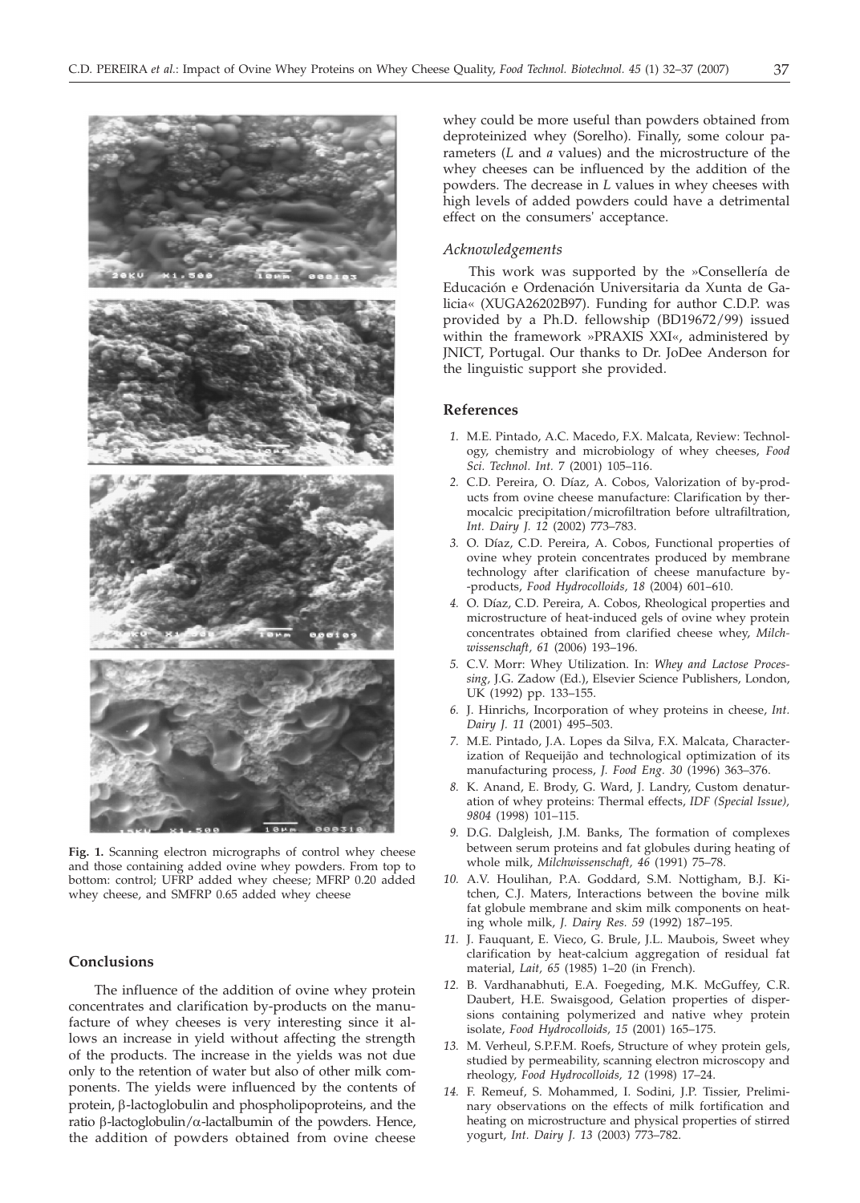Fig. 1. Scanning electron micrographs of control whey cheese and those containing added ovine whey powders. From top to bottom: control; UFRP added whey cheese; MFRP 0.20 added whey cheese, and SMFRP 0.65 added whey cheese

## Conclusions

The influence of the addition of ovine whey protein concentrates and clarification by-products on the manufacture of whey cheeses is very interesting since it allows an increase in yield without affecting the strength of the products. The increase in the yields was not due only to the retention of water but also of other milk components. The yields were influenced by the contents of protein, β-lactoglobulin and phospholipoproteins, and the ratio β-lactoglobulin/α-lactalbumin of the powders. Hence, the addition of powders obtained from ovine cheese whey could be more useful than powders obtained from deproteinized whey (Sorelho). Finally, some colour parameters (*L* and *a* values) and the microstructure of the whey cheeses can be influenced by the addition of the powders. The decrease in *L* values in whey cheeses with high levels of added powders could have a detrimental effect on the consumers' acceptance.

### *Acknowledgements*

This work was supported by the »Consellería de Educación e Ordenación Universitaria da Xunta de Galicia« (XUGA26202B97). Funding for author C.D.P. was provided by a Ph.D. fellowship (BD19672/99) issued within the framework »PRAXIS XXI«, administered by JNICT, Portugal. Our thanks to Dr. JoDee Anderson for the linguistic support she provided.

## References

1. M.E. Pintado, A.C. Macedo, F.X. Malcata, Review: Technology, chemistry and microbiology of whey cheeses, *Food Sci. Technol. Int. 7* (2001) 105–116.
2. C.D. Pereira, O. Díaz, A. Cobos, Valorization of by-products from ovine cheese manufacture: Clarification by thermocalcic precipitation/microfiltration before ultrafiltration, *Int. Dairy J. 12* (2002) 773–783.
3. O. Díaz, C.D. Pereira, A. Cobos, Functional properties of ovine whey protein concentrates produced by membrane technology after clarification of cheese manufacture by-products, *Food Hydrocolloids, 18* (2004) 601–610.
4. O. Díaz, C.D. Pereira, A. Cobos, Rheological properties and microstructure of heat-induced gels of ovine whey protein concentrates obtained from clarified cheese whey, *Milchwissenschaft, 61* (2006) 193–196.
5. C.V. Morr: Whey Utilization. In: *Whey and Lactose Processing,* J.G. Zadow (Ed.), Elsevier Science Publishers, London, UK (1992) pp. 133–155.
6. J. Hinrichs, Incorporation of whey proteins in cheese, *Int. Dairy J. 11* (2001) 495–503.
7. M.E. Pintado, J.A. Lopes da Silva, F.X. Malcata, Characterization of Requeijão and technological optimization of its manufacturing process, *J. Food Eng. 30* (1996) 363–376.
8. K. Anand, E. Brody, G. Ward, J. Landry, Custom denaturation of whey proteins: Thermal effects, *IDF (Special Issue), 9804* (1998) 101–115.
9. D.G. Dalgleish, J.M. Banks, The formation of complexes between serum proteins and fat globules during heating of whole milk, *Milchwissenschaft, 46* (1991) 75–78.
10. A.V. Houlihan, P.A. Goddard, S.M. Nottigham, B.J. Kitchen, C.J. Maters, Interactions between the bovine milk fat globule membrane and skim milk components on heating whole milk, *J. Dairy Res. 59* (1992) 187–195.
11. J. Fauquant, E. Vieco, G. Brule, J.L. Maubois, Sweet whey clarification by heat-calcium aggregation of residual fat material, *Lait, 65* (1985) 1–20 (in French).
12. B. Vardhanabhuti, E.A. Foegeding, M.K. McGuffey, C.R. Daubert, H.E. Swaisgood, Gelation properties of dispersions containing polymerized and native whey protein isolate, *Food Hydrocolloids, 15* (2001) 165–175.
13. M. Verheul, S.P.F.M. Roefs, Structure of whey protein gels, studied by permeability, scanning electron microscopy and rheology, *Food Hydrocolloids, 12* (1998) 17–24.
14. F. Remeuf, S. Mohammed, I. Sodini, J.P. Tissier, Preliminary observations on the effects of milk fortification and heating on microstructure and physical properties of stirred yogurt, *Int. Dairy J. 13* (2003) 773–782.